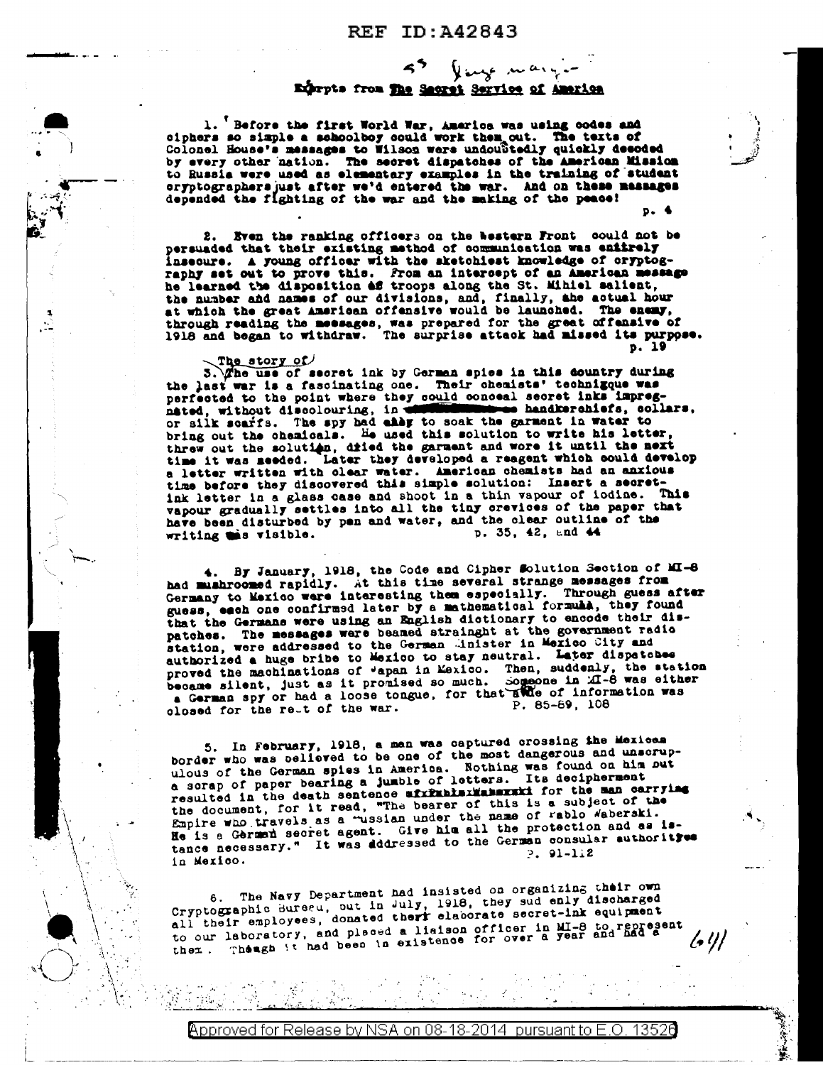REF ID:A42843

ss Yang mary

## Excerpts from The Secret Service of America

1. Before the first World War, America was using codes and ciphers so simple a schoolboy could work them out. The texts of Colonel House's messages to Wilson were undoubtedly quickly decoded by every other nation. The secret dispatches of the American Mission to Russia were used as elementary examples in the training of student cryptographers just after we'd entered the war. And on these messages depended the fighting of the war and the making of the peace! p. 4

2. Even the ranking officers on the Western Front could not be persuaded that their existing method of communication was entirely insecure. A young officer with the sketchiest knowledge of cryptography set out to prove this. From an intercept of an American message he learned the disposition of troops along the St. Mihiel salient, the number and names of our divisions, and, finally, the actual hour at which the great American offensive would be launched. The enemy, through reading the messages, was prepared for the great offensive of 1918 and began to withdraw. The surprise attack had missed its purpose. p. 19

3. The story of the use of secret ink by German spies in this country during the last war is a fascinating one. Their chemists' technique was perfected to the point where they could conceal secret inks impregnated, without discolouring, in ~~handkerchiefs~~ handkerchiefs, collars, or silk scarfs. The spy had only to soak the garment in water to bring out the chemicals. He used this solution to write his letter, threw out the solution, dried the garment and wore it until the next time it was needed. Later they developed a reagent which could develop a letter written with clear water. American chemists had an anxious time before they discovered this simple solution: Insert a secret-ink letter in a glass case and shoot in a thin vapour of iodine. This vapour gradually settles into all the tiny crevices of the paper that have been disturbed by pen and water, and the clear outline of the writing was visible. p. 35, 42, and 44

4. By January, 1918, the Code and Cipher Solution Section of MI-8 had mushroomed rapidly. At this time several strange messages from Germany to Mexico were interesting them especially. Through guess after guess, each one confirmed later by a mathematical formula, they found that the Germans were using an English dictionary to encode their dispatches. The messages were beamed straight at the government radio station, were addressed to the German Minister in Mexico City and authorized a huge bribe to Mexico to stay neutral. Later dispatches proved the machinations of Japan in Mexico. Then, suddenly, the station became silent, just as it promised so much. Someone in MI-8 was either a German spy or had a loose tongue, for that source of information was closed for the rest of the war. P. 85-89, 108

5. In February, 1918, a man was captured crossing the Mexican border who was believed to be one of the most dangerous and unscrupulous of the German spies in America. Nothing was found on him but a scrap of paper bearing a jumble of letters. Its decipherment resulted in the death sentence ~~of Pablo Waberski~~ for the man carrying the document, for it read, "The bearer of this is a subject of the Empire who travels as a Russian under the name of Pablo Waberski. He is a German secret agent. Give him all the protection and as istance necessary." It was addressed to the German consular authorities in Mexico. P. 91-112

6. The Navy Department had insisted on organizing their own Cryptographic Bureau, but in July, 1918, they suddenly discharged all their employees, donated their elaborate secret-ink equipment to our laboratory, and placed a liaison officer in MI-8 to represent them. Though it had been in existence for over a year and had a

641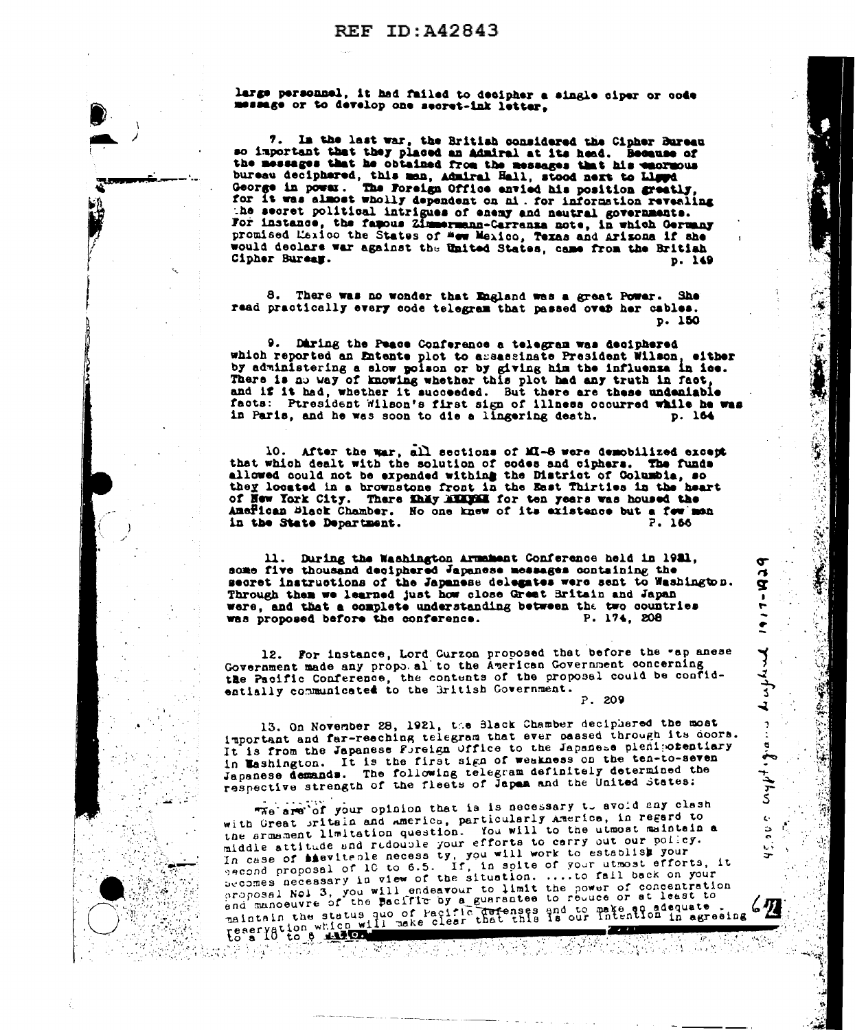large personnel, it had failed to decipher a single ciper or code message or to develop one secret-ink letter.

7. In the last war, the British considered the Cipher Bureau so important that they placed an Admiral at its head. Because of the messages that he obtained from the messages that his enormous bureau deciphered, this man, Admiral Hall, stood next to Lloyd George in power. The Foreign Office envied his position greatly, for it was almost wholly dependent on hi . for information revealing the secret political intrigues of enemy and neutral governments. For instance, the famous Zimmermann-Carranza note, in which Germany promised Mexico the States of New Mexico, Texas and Arizona if she would declare war against the United States, came from the British Cipher Bureau. p. 149

8. There was no wonder that England was a great Power. She read practically every code telegram that passed over her cables. p. 150

9. During the Peace Conference a telegram was deciphered which reported an Entente plot to assassinate President Wilson, either by administering a slow poison or by giving him the influenza in ice. There is no way of knowing whether this plot had any truth in fact, and if it had, whether it succeeded. But there are these undeniable facts: Ptresident Wilson's first sign of illness occurred while he was in Paris, and he was soon to die a lingering death. p. 164

10. After the war, all sections of MI-8 were demobilized except that which dealt with the solution of codes and ciphers. The funds allowed could not be expended withing the District of Columbia, so they located in a brownstone front in the East Thirties in the heart of New York City. There ~~they~~ ~~stayed~~ for ten years was housed the American Black Chamber. No one knew of its existence but a few men in the State Department. P. 166

11. During the Washington Armament Conference held in 1921, some five thousand deciphered Japanese messages containing the secret instructions of the Japanese delegates were sent to Washington. Through them we learned just how close Great Britain and Japan were, and that a complete understanding between the two countries was proposed before the conference. P. 174, 208

12. For instance, Lord Curzon proposed that before the Japanese Government made any proposal to the American Government concerning the Pacific Conference, the contents of the proposal could be confidentially communicated to the British Government. P. 209

13. On November 28, 1921, the Black Chamber deciphered the most important and far-reaching telegram that ever passed through its doors. It is from the Japanese Foreign Office to the Japanese plenipotentiary in Washington. It is the first sign of weakness on the ten-to-seven Japanese demands. The following telegram definitely determined the respective strength of the fleets of Japan and the United States:

"We are of your opinion that is is necessary to avoid any clash with Great Britain and America, particularly America, in regard to the armament limitation question. You will to the utmost maintain a middle attitude and redouble your efforts to carry out our policy. In case of inevitable necessity, you will work to establish your second proposal of 10 to 6.5. If, in spite of your utmost efforts, it becomes necessary in view of the situation. ....to fall back on your proposal No. 3, you will endeavour to limit the power of concentration and manoeuvre of the Pacific by a guarantee to reduce or at least to maintain the status quo of Pacific defenses and to make an adequate reservation which will make clear that this is our intention in agreeing to a 10 to 6 ratio.

45,000 crypto[grams] deciphered 1917-1929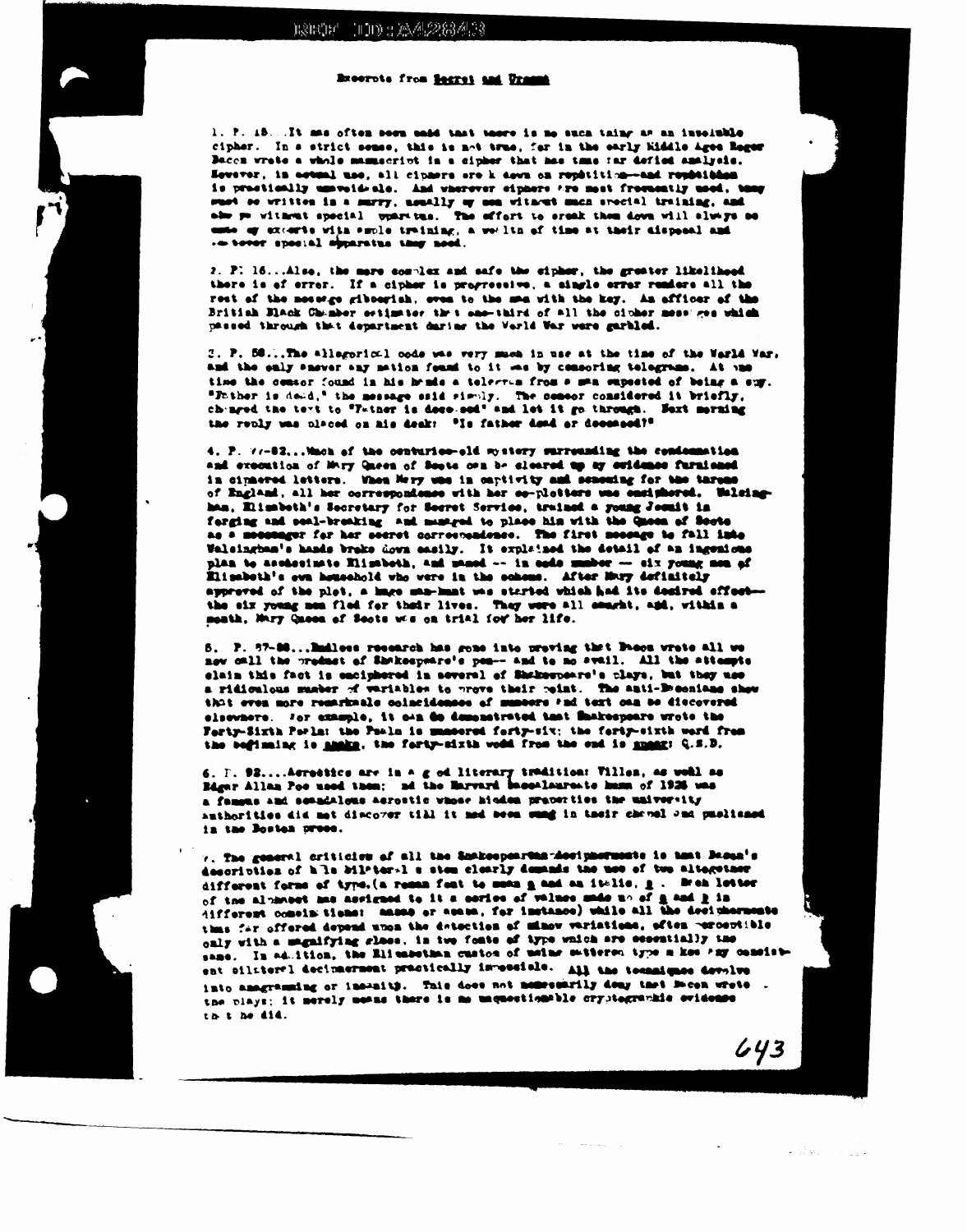REF ID:A42843

## Excerpts from Secret and Urgent

1. P. 15...It was often been said that there is no such thing as an insoluble cipher. In a strict sense, this is not true, for in the early Middle Ages Roger Bacon wrote a whole manuscript in a cipher that has thus far defied analysis. However, in actual use, all ciphers are k down on repetition--and repetition is practically unavoidable. And wherever ciphers are most frequently used, they must be written in a hurry, usually by men without much special training, and also without special apparatus. The effort to break them down will always be made by experts with ample training, a wealth of time at their disposal and whatever special apparatus they need.

2. P. 16...Also, the more complex and safe the cipher, the greater likelihood there is of error. If a cipher is progressive, a single error renders all the rest of the message gibberish, even to the man with the key. An officer of the British Black Chamber estimates that one-third of all the cipher messages which passed through that department during the World War were garbled.

3. P. 50...The allegorical code was very much in use at the time of the World War, and the only answer any nation found to it was by censoring telegrams. At one time the censor found in his hands a telegram from a man suspected of being a spy. "Father is dead," the message said simply. The censor considered it briefly, changed the text to "Father is deceased" and let it go through. Next morning the reply was placed on his desk: "Is father dead or deceased?"

4. P. 77-82...Much of the centuries-old mystery surrounding the condemnation and execution of Mary Queen of Scots can be cleared up by evidence furnished in ciphered letters. When Mary was in captivity and scheming for the throne of England, all her correspondence with her co-plotters was enciphered. Walsingham, Elizabeth's Secretary for Secret Service, trained a young Jesuit in forging and seal-breaking and managed to place him with the Queen of Scots as a messenger for her secret correspondence. The first message to fall into Walsingham's hands broke down easily. It explained the detail of an ingenious plan to assassinate Elizabeth, and named -- in code number -- six young men of Elizabeth's own household who were in the scheme. After Mary definitely approved of the plot, a huge man-hunt was started which had its desired effect-- the six young men fled for their lives. They were all caught, and, within a month, Mary Queen of Scots was on trial for her life.

5. P. 87-88...Endless research has gone into proving that Bacon wrote all we now call the product of Shakespeare's pen-- and to no avail. All the attempts claim this fact is enciphered in several of Shakespeare's plays, but they use a ridiculous number of variables to prove their point. The anti-Baconians show that even more remarkable coincidences of numbers and text can be discovered elsewhere. For example, it can be demonstrated that Shakespeare wrote the Forty-Sixth Psalm: the Psalm is numbered forty-six; the forty-sixth word from the beginning is shake, the forty-sixth word from the end is spear: Q.E.D.

6. P. 92....Acrostics are in a g od literary tradition: Villon, as well as Edgar Allan Poe used them; and the Harvard Baccalaureate hymn of 1936 was a famous and scandalous acrostic whose hidden properties the university authorities did not discover till it had been sung in their chapel and published in the Boston press.

7. The general criticism of all the Shakespearian-decipherments is that Bacon's description of his biliteral s stem clearly demands the use of two altogether different forms of type,(a roman font to mean a and an italic, b . Each letter of the alphabet was assigned to it a series of values made up of a and b in different combinations: aaaab or aaaba, for instance) while all the decipherments thus far offered depend upon the detection of minor variations, often perceptible only with a magnifying glass, in two fonts of type which are essentially the same. In addition, the Elizabethan custom of using scattered type makes any consistent biliteral decipherment practically impossible. All the techniques devolve into anagramming or insanity. This does not necessarily deny that Bacon wrote the plays; it merely means there is no unquestionable cryptographic evidence that he did.

643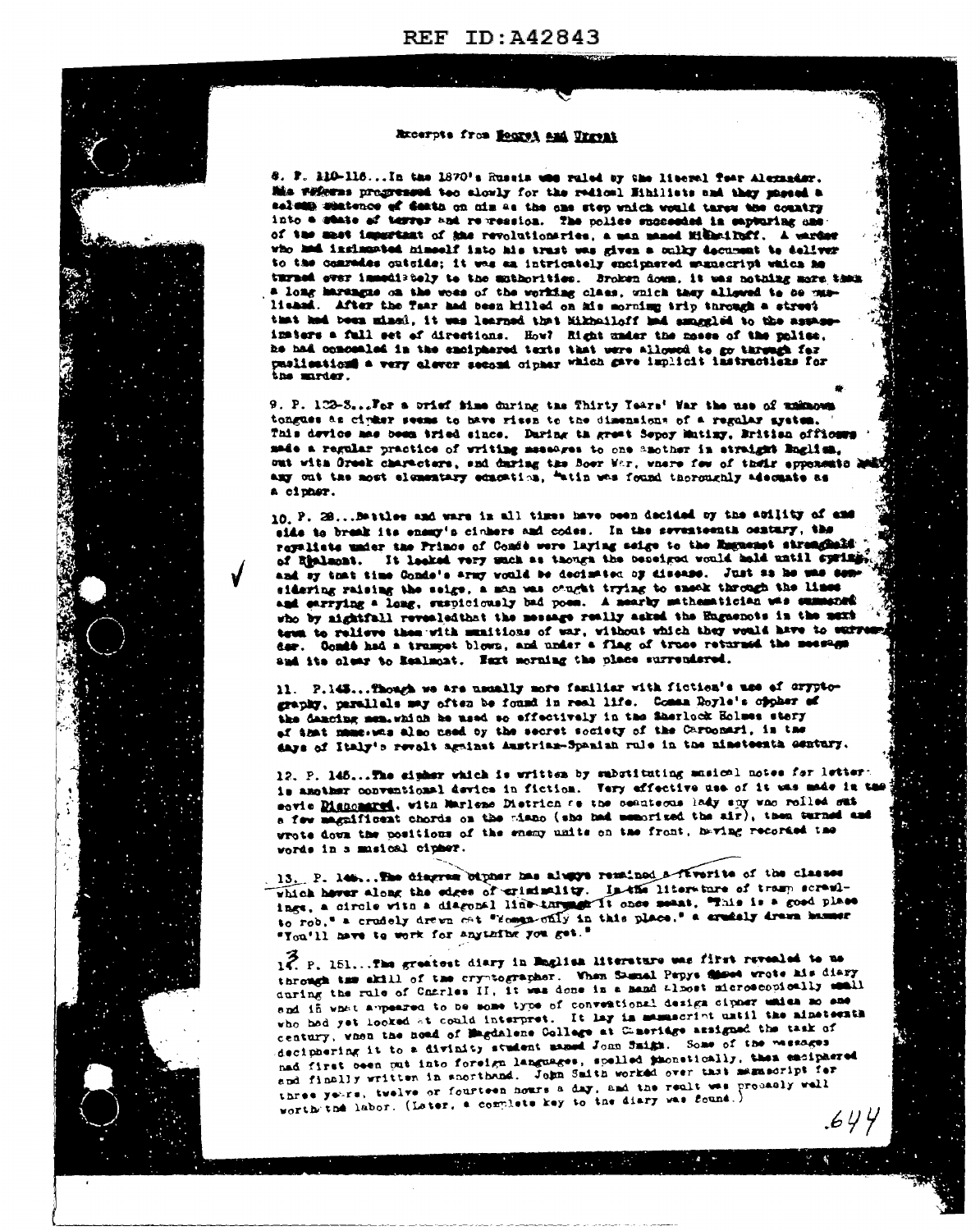REF ID:A42843

Excerpts from Secret and Urgent

8. P. 110-116...In the 1870's Russia was ruled by the liberal Tsar Alexander. His reforms progressed too slowly for the radical Nihilists and they passed a solemn sentence of death on him as the one step which would throw the country into a state of terror and repression. The police succeeded in capturing one of the most important of the revolutionaries, a man named Mikhailoff. A warder who had insinuated himself into his trust was given a bulky document to deliver to the comrades outside; it was an intricately enciphered manuscript which he turned over immediately to the authorities. Broken down, it was nothing more than a long harangue on the woes of the working class, which they allowed to be published. After the Tsar had been killed on his morning trip through a street that had been mined, it was learned that Mikhailoff had smuggled to the assassinators a full set of directions. How? Right under the noses of the police, he had concealed in the enciphered texts that were allowed to go through for publication a very clever second cipher which gave implicit instructions for the murder.

9. P. 122-3...For a brief time during the Thirty Years' War the use of unknown tongues as cipher seems to have risen to the dimensions of a regular system. This device has been tried since. During the great Sepoy Mutiny, British officers made a regular practice of writing messages to one another in straight English, but with Greek characters, and during the Boer War, where few of their opponents had any but the most elementary education, Latin was found thoroughly adequate as a cipher.

10. P. 28...Battles and wars in all times have been decided by the ability of one side to break its enemy's ciphers and codes. In the seventeenth century, the royalists under the Prince of Condé were laying seige to the Huguenot stronghold of Realmont. It looked very much as though the beseiged would hold until spring, and by that time Condé's army would be decimated by disease. Just as he was considering raising the seige, a man was caught trying to sneak through the lines and carrying a long, suspiciously bad poem. A nearby mathematician was summoned who by nightfall revealed that the message really asked the Huguenots in the next town to relieve them with munitions of war, without which they would have to surrender. Condé had a trumpet blown, and under a flag of truce returned the message and its clear to Realmont. Next morning the place surrendered.

11. P.143...Though we are usually more familiar with fiction's use of cryptography, parallels may often be found in real life. Conan Doyle's cipher of the dancing men, which he used so effectively in the Sherlock Holmes story of that name, was also used by the secret society of the Carbonari, in the days of Italy's revolt against Austrian-Spanish rule in the nineteenth century.

12. P. 145...The cipher which is written by substituting musical notes for letters is another conventional device in fiction. Very effective use of it was made in the movie Dishonored, with Marlene Dietrich as the beauteous lady spy who rolled out a few magnificent chords on the piano (she had memorized the air), then turned and wrote down the positions of the enemy units on the front, having recorded the words in a musical cipher.

13. P. 146...The diagram cipher has always remained a favorite of the classes which hover along the edges of criminality. In the literature of tramp scrawlings, a circle with a diagonal line through it once meant, "This is a good place to rob," a crudely drawn cat "Women only in this place," a crudely drawn hammer "You'll have to work for anything you get."

13. P. 151...The greatest diary in English literature was first revealed to us through the skill of the cryptographer. When Samuel Pepys (?) wrote his diary during the rule of Charles II, it was done in a hand almost microscopically small and in what appeared to be some type of conventional design cipher which no one who had yet looked at could interpret. It lay in manuscript until the nineteenth century, when the head of Magdalene College at Cambridge assigned the task of deciphering it to a divinity student named John Smith. Some of the passages had first been put into foreign languages, spelled phonetically, then enciphered and finally written in shorthand. John Smith worked over that manuscript for three years, twelve or fourteen hours a day, and the result was probably well worth the labor. (Later, a complete key to the diary was found.)

.644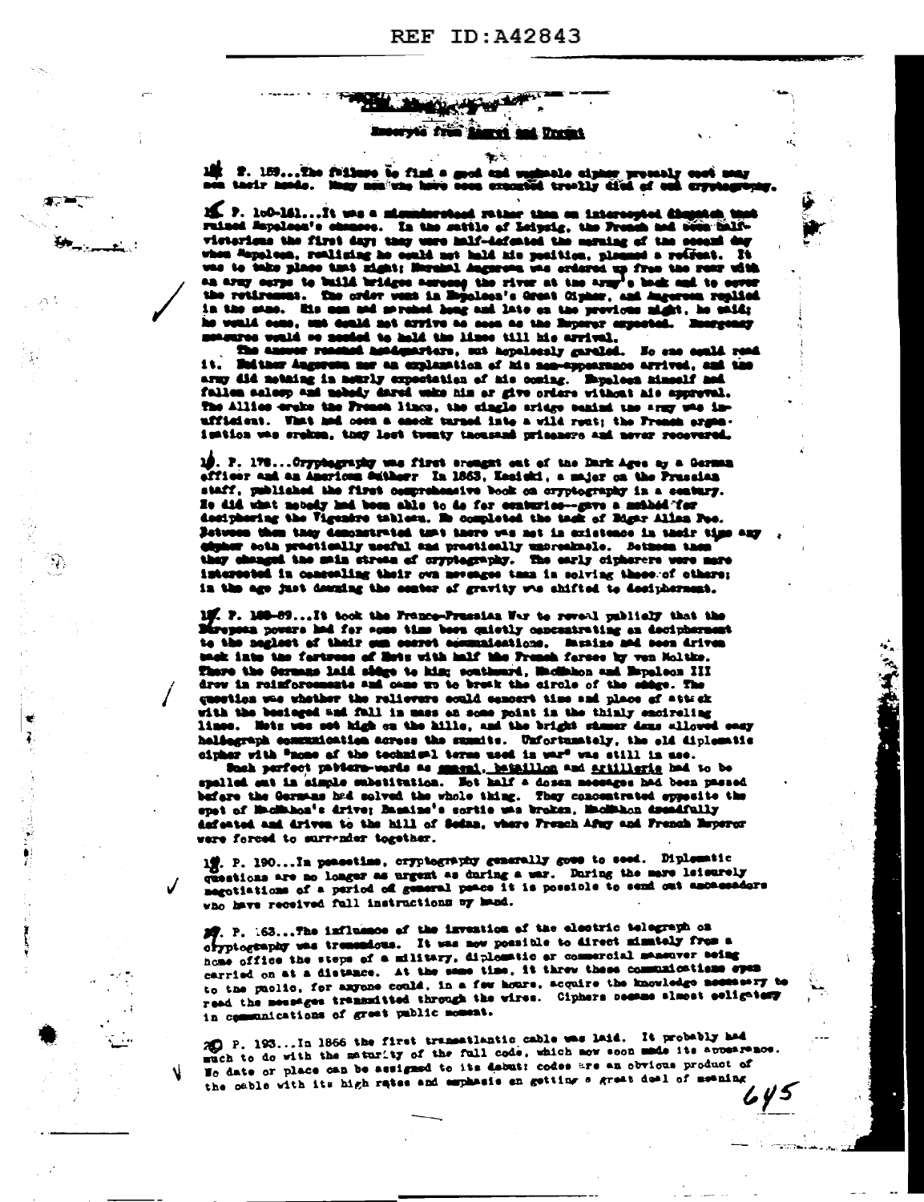REF ID:A42843

### Excerpts from Secret and Urgent

15. P. 159...The failure to find a good and unbreakable cipher probably cost many men their heads. Many men who have been executed really died of bad cryptography.

16. P. 160-161...It was a misunderstood rather than an intercepted dispatch that ruined Napoleon's chances. In the battle of Leipzig, the French had been half-victorious the first day; they were half-defeated the morning of the second day when Napoleon, realizing he could not hold his position, planned a retreat. It was to take place that night; Marshal Augereau was ordered up from the rear with an army corps to build bridges across the river at the army's back and to cover the retirement. The order went in Napoleon's Great Cipher, and Augereau replied in the same. His men had marched long and late on the previous night, he said; he would come, but could not arrive as soon as the Emperor expected. Emergency measures would be needed to hold the lines till his arrival.

The answer reached headquarters, but hopelessly garbled. No one could read it. Neither Augereau nor an explanation of his non-appearance arrived, and the army did nothing in hourly expectation of his coming. Napoleon himself had fallen asleep and nobody dared wake him or give orders without his approval. The Allies broke the French lines, the single bridge behind the army was insufficient. What had been a check turned into a wild rout; the French organization was broken, they lost twenty thousand prisoners and never recovered.

17. P. 178...Cryptography was first brought out of the Dark Ages by a German officer and an American author. In 1863, Kasiski, a major on the Prussian staff, published the first comprehensive book on cryptography in a century. He did what nobody had been able to do for centuries--gave a method for deciphering the Vigenère tableau. He completed the task of Edgar Allan Poe. Between them they demonstrated that there was not in existence in their time any cipher both practically useful and practically unbreakable. Between them they changed the main stream of cryptography. The early cipherers were more interested in concealing their own messages than in solving those of others; in the age just dawning the center of gravity was shifted to decipherment.

18. P. 188-89...It took the Franco-Prussian War to reveal publicly that the European powers had for some time been quietly concentrating on decipherment to the neglect of their own secret communications. Bazaine had been driven back into the fortress of Metz with half the French forces by von Moltke. There the Germans laid siege to him; southward, MacMahon and Napoleon III drew in reinforcements and came up to break the circle of the siege. The question was whether the relievers could concert time and place of attack with the besieged and fall in mass on some point in the thinly encircling lines. Metz was set high on the hills, and the bright summer days allowed easy heliograph communication across the summits. Unfortunately, the old diplomatic cipher with "none of the technical terms used in war" was still in use.

Such perfect pattern-words as general, bataillon and artillerie had to be spelled out in simple substitution. Not half a dozen messages had been passed before the Germans had solved the whole thing. They concentrated opposite the spot of MacMahon's drive; Bazaine's sortie was broken, MacMahon dreadfully defeated and driven to the hill of Sedan, where French Army and French Emperor were forced to surrender together.

19. P. 190...In peacetime, cryptography generally goes to seed. Diplomatic questions are no longer as urgent as during a war. During the more leisurely negotiations of a period of general peace it is possible to send out ambassadors who have received full instructions by hand.

20. P. 163...The influence of the invention of the electric telegraph on cryptography was tremendous. It was now possible to direct minutely from a home office the steps of a military, diplomatic or commercial maneuver being carried on at a distance. At the same time, it threw these communications open to the public, for anyone could, in a few hours, acquire the knowledge necessary to read the messages transmitted through the wires. Ciphers became almost obligatory in communications of great public moment.

20. P. 193...In 1866 the first transatlantic cable was laid. It probably had much to do with the maturity of the full code, which now soon made its appearance. No date or place can be assigned to its debut; codes are an obvious product of the cable with its high rates and emphasis on getting a great deal of meaning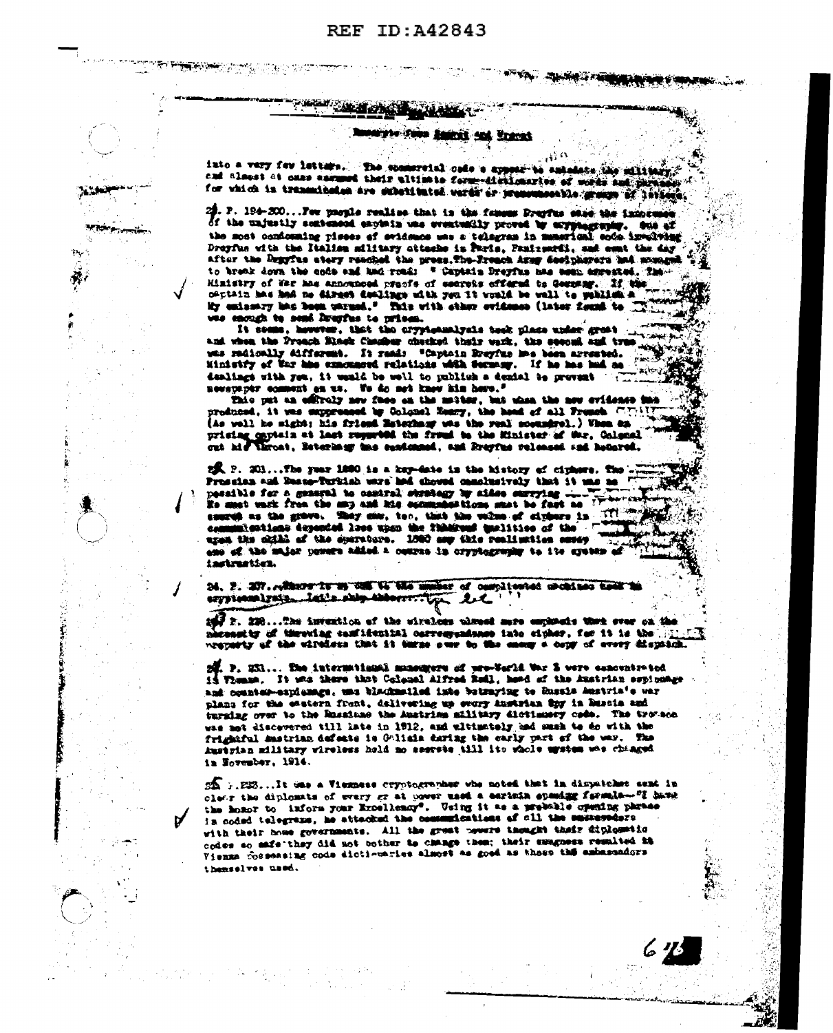REF ID:A42843

Excerpts from Secret and Urgent

into a very few letters. The commercial code s appear to antedate the military, and almost at once assumed their ultimate form--dictionaries of words and phrases for which in transmission are substituted words or pronounceable groups of letters.

24. P. 194-200...Few people realise that in the famous Dreyfus case the innocence of the unjustly sentenced captain was eventually proved by cryptography. One of the most condemning pieces of evidence was a telegram in numerical code involving Dreyfus with the Italian military attache in Paris, Panizzardi, and sent the day after the Dreyfus story reached the press. The French Army decipherers had managed to break down the code and had read: " Captain Dreyfus has been arrested. The Ministry of War has announced proofs of secrets offered to Germany. If the captain has had no direct dealings with you it would be well to publish a ... My emissary has been warned." This with other evidence (later found to ...) was enough to send Dreyfus to prison.

It seems, however, that the cryptanalysis took place under great ... and when the French Black Chamber checked their work, the second and true ... was radically different. It read: "Captain Dreyfus has been arrested. Ministry of War has announced relations with Germany. If he has had no dealings with you, it would be well to publish a denial to prevent newspaper comment on us. We do not know him here."

This put an entirely new face on the matter, but when the new evidence was produced, it was suppressed by Colonel Henry, the head of all French ... (As well he might; his friend Esterhazy was the real scoundrel.) When an ... prising captain at last reported the fraud to the Minister of War, Colonel ... cut his throat, Esterhazy was condemned, and Dreyfus released and honored.

25. P. 201...The year 1880 is a key-date in the history of ciphers. The Prussian and Russo-Turkish wars had showed conclusively that it was no ... possible for a general to control strategy by aides carrying ... He must work from the map and his communications must be fast as ... secret as the grave. They saw, too, that the value of ciphers in communications depended less upon the ... qualities of the ... upon the skill of the operators. 1880 saw this realization sweep ... one of the major powers added a course in cryptography to its system of instruction.

26. P. 207...There is no ... to the number of complicated machines used in cryptanalysis. Let's skip this!

27. P. 228...The invention of the wireless placed more emphasis than ever on the necessity of throwing confidential correspondence into cipher, for it is the property of the wireless that it turns over to the enemy a copy of every dispatch.

28. P. 231... The international managers of pre-World War I were concentrated in Vienna. It was there that Colonel Alfred Redl, head of the Austrian espionage and counter-espionage, was blackmailed into betraying to Russia Austria's war plans for the eastern front, delivering up every Austrian spy in Russia and turning over to the Russians the Austrian military dictionary code. The treason was not discovered till late in 1912, and ultimately had much to do with the frightful Austrian defeats in Galicia during the early part of the war. The Austrian military wireless held no secrets till its whole system was changed in November, 1914.

29. P. 233...It was a Viennese cryptographer who noted that in dispatches sent in clear the diplomats of every great power used a certain opening formula--"I have the honor to inform your Excellency". Using it as a probable opening phrase in coded telegrams, he attacked the communications of all the ambassadors with their home governments. All the great powers thought their diplomatic codes so safe they did not bother to change them; their smugness resulted in Vienna possessing code dictionaries almost as good as those the ambassadors themselves used.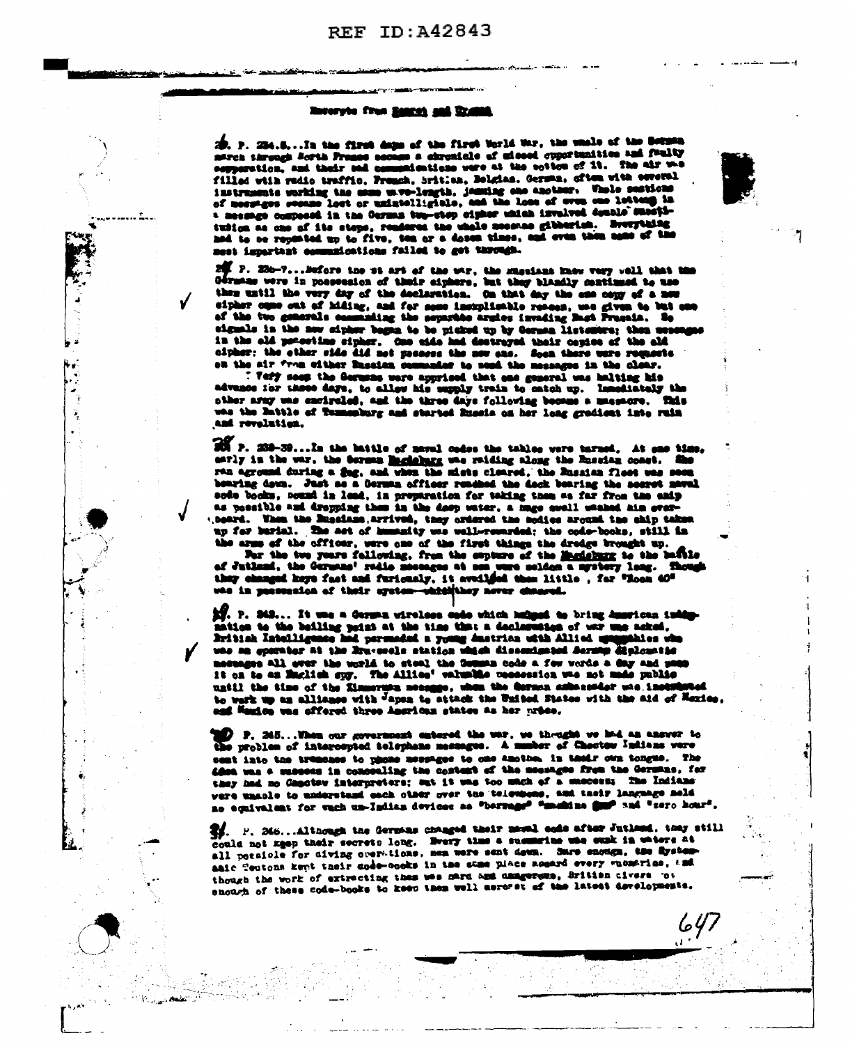REF ID:A42843

Excerpts from Secret and Urgent

26. P. 224.5...In the first days of the first World War, the whole of the German march through North France became a chronicle of missed opportunities and faulty cooperation, and their bad communications were at the bottom of it. The air was filled with radio traffic, French, British, Belgian, German, often with several instruments working the same wave-length, jamming one another. Whole sections of messages became lost or unintelligible, and the loss of even one letter in a message composed in the German two-step cipher which involved double substitution as one of its steps, rendered the whole message gibberish. Everything had to be repeated up to five, ten or a dozen times, and even then some of the most important communications failed to get through.

27. P. 226-7...Before the start of the war, the Russians knew very well that the Germans were in possession of their ciphers, but they blandly continued to use them until the very day of the declaration. On that day the one copy of a new cipher came out of hiding, and for some inexplicable reason, was given to but one of the two generals commanding the separate armies invading East Prussia. So signals in the new cipher began to be picked up by German listeners; then messages in the old peacetime cipher. One side had destroyed their copies of the old cipher; the other side did not possess the new one. Soon there were requests on the air from either Russian commander to send the messages in the clear.

Very soon the Germans were apprised that one general was halting his advance for three days, to allow his supply train to catch up. Immediately the other army was encircled, and the three days following became a massacre. This was the Battle of Tannenburg and started Russia on her long gradient into ruin and revolution.

28. P. 238-39...In the battle of naval codes the tables were turned. At one time, early in the war, the German *Magdeburg* was raiding along the Russian coast. She ran aground during a fog, and when the mists cleared, the Russian fleet was seen bearing down. Just as a German officer reached the deck bearing the secret naval code books, bound in lead, in preparation for taking them as far from the ship as possible and dropping them in the deep water, a huge swell washed him overboard. When the Russians arrived, they ordered the bodies around the ship taken up for burial. The act of humanity was well-rewarded; the code-books, still in the arms of the officer, were one of the first things the dredge brought up.

For the two years following, from the capture of the *Magdeburg* to the battle of Jutland, the Germans' radio messages at sea were seldom a mystery long. Though they changed keys fast and furiously, it availed them little, for "Room 40" was in possession of their system—which they never changed.

29. P. 242... It was a German wireless code which helped to bring American indignation to the boiling point at the time that a declaration of war was asked. British Intelligence had persuaded a young Austrian with Allied sympathies who was an operator at the Brussels station which disseminated German diplomatic messages all over the world to steal the German code a few words a day and pass it on to an English spy. The Allies' valuable concession was not made public until the time of the Zimmermann message, when the German ambassador was instructed to work up an alliance with Japan to attack the United States with the aid of Mexico, and Mexico was offered three American states as her price.

30. P. 245...When our government entered the war, we thought we had an answer to the problem of intercepted telephone messages. A number of Choctaw Indians were sent into the trenches to phone messages to one another in their own tongue. The idea was a success in concealing the content of the messages from the Germans, for they had no Choctaw interpreters; but it was too much of a success. The Indians were unable to understand each other over the telephone, and their language held no equivalent for such un-Indian devices as "barrage" "machine gun" and "zero hour".

31. P. 246...Although the Germans changed their naval code after Jutland, they still could not keep their secrets long. Every time a submarine was sunk in waters at all possible for diving operations, men were sent down. Sure enough, the Systematic Teutons kept their code-books in the same place aboard every submarine, and though the work of extracting them was hard and dangerous, British divers got enough of these code-books to keep them well abreast of the latest developments.